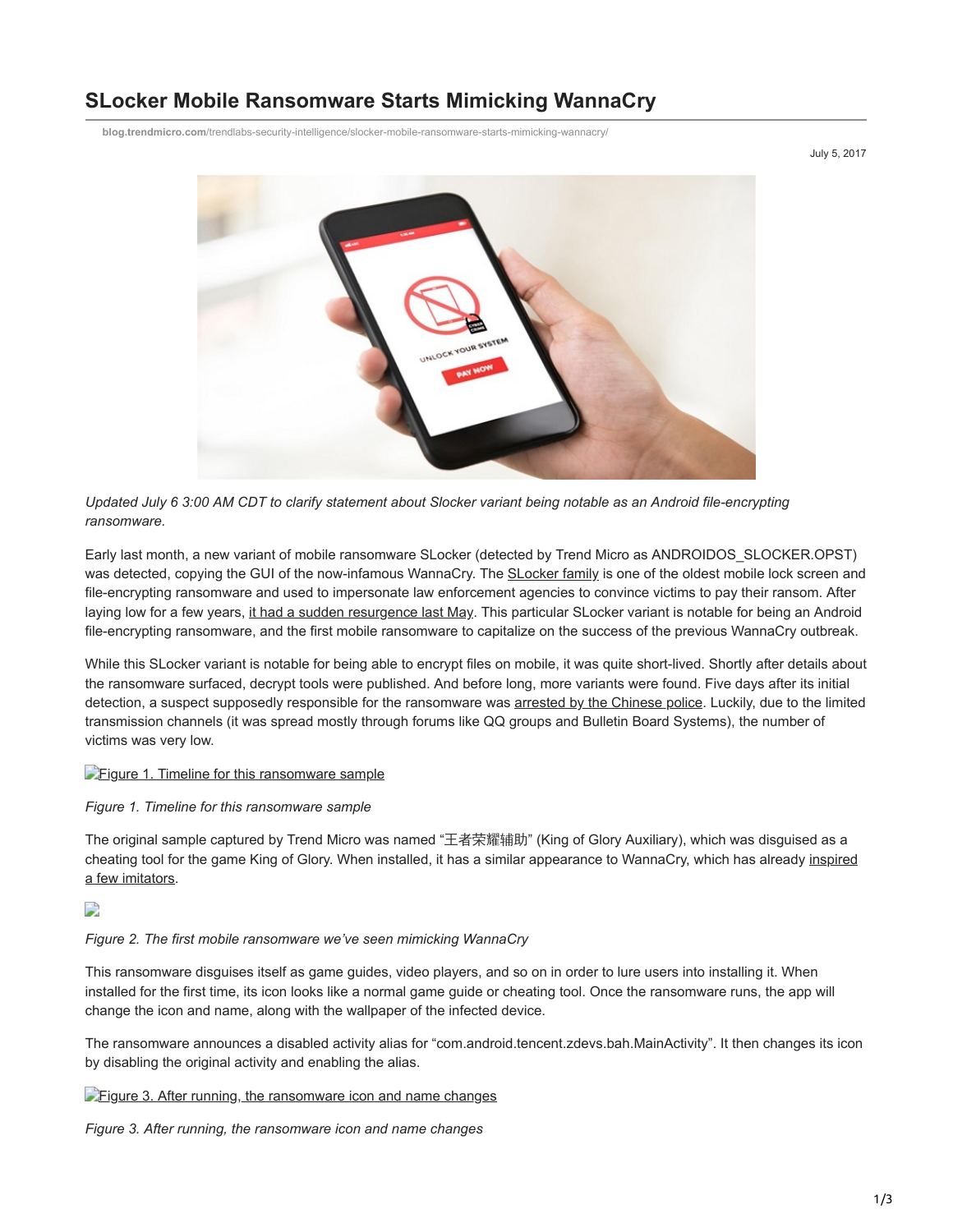# SLocker Mobile Ransomware Starts Mimicking WannaCry

blog.trendmicro.com/trendlabs-security-intelligence/slocker-mobile-ransomware-starts-mimicking-wannacry/

July 5, 2017

*Updated July 6 3:00 AM CDT to clarify statement about Slocker variant being notable as an Android file-encrypting ransomware.*

Early last month, a new variant of mobile ransomware SLocker (detected by Trend Micro as ANDROIDOS_SLOCKER.OPST) was detected, copying the GUI of the now-infamous WannaCry. The SLocker family is one of the oldest mobile lock screen and file-encrypting ransomware and used to impersonate law enforcement agencies to convince victims to pay their ransom. After laying low for a few years, it had a sudden resurgence last May. This particular SLocker variant is notable for being an Android file-encrypting ransomware, and the first mobile ransomware to capitalize on the success of the previous WannaCry outbreak.

While this SLocker variant is notable for being able to encrypt files on mobile, it was quite short-lived. Shortly after details about the ransomware surfaced, decrypt tools were published. And before long, more variants were found. Five days after its initial detection, a suspect supposedly responsible for the ransomware was arrested by the Chinese police. Luckily, due to the limited transmission channels (it was spread mostly through forums like QQ groups and Bulletin Board Systems), the number of victims was very low.

Figure 1. Timeline for this ransomware sample

*Figure 1. Timeline for this ransomware sample*

The original sample captured by Trend Micro was named “王者荣耀辅助” (King of Glory Auxiliary), which was disguised as a cheating tool for the game King of Glory. When installed, it has a similar appearance to WannaCry, which has already inspired a few imitators.

*Figure 2. The first mobile ransomware we’ve seen mimicking WannaCry*

This ransomware disguises itself as game guides, video players, and so on in order to lure users into installing it. When installed for the first time, its icon looks like a normal game guide or cheating tool. Once the ransomware runs, the app will change the icon and name, along with the wallpaper of the infected device.

The ransomware announces a disabled activity alias for “com.android.tencent.zdevs.bah.MainActivity”. It then changes its icon by disabling the original activity and enabling the alias.

Figure 3. After running, the ransomware icon and name changes

*Figure 3. After running, the ransomware icon and name changes*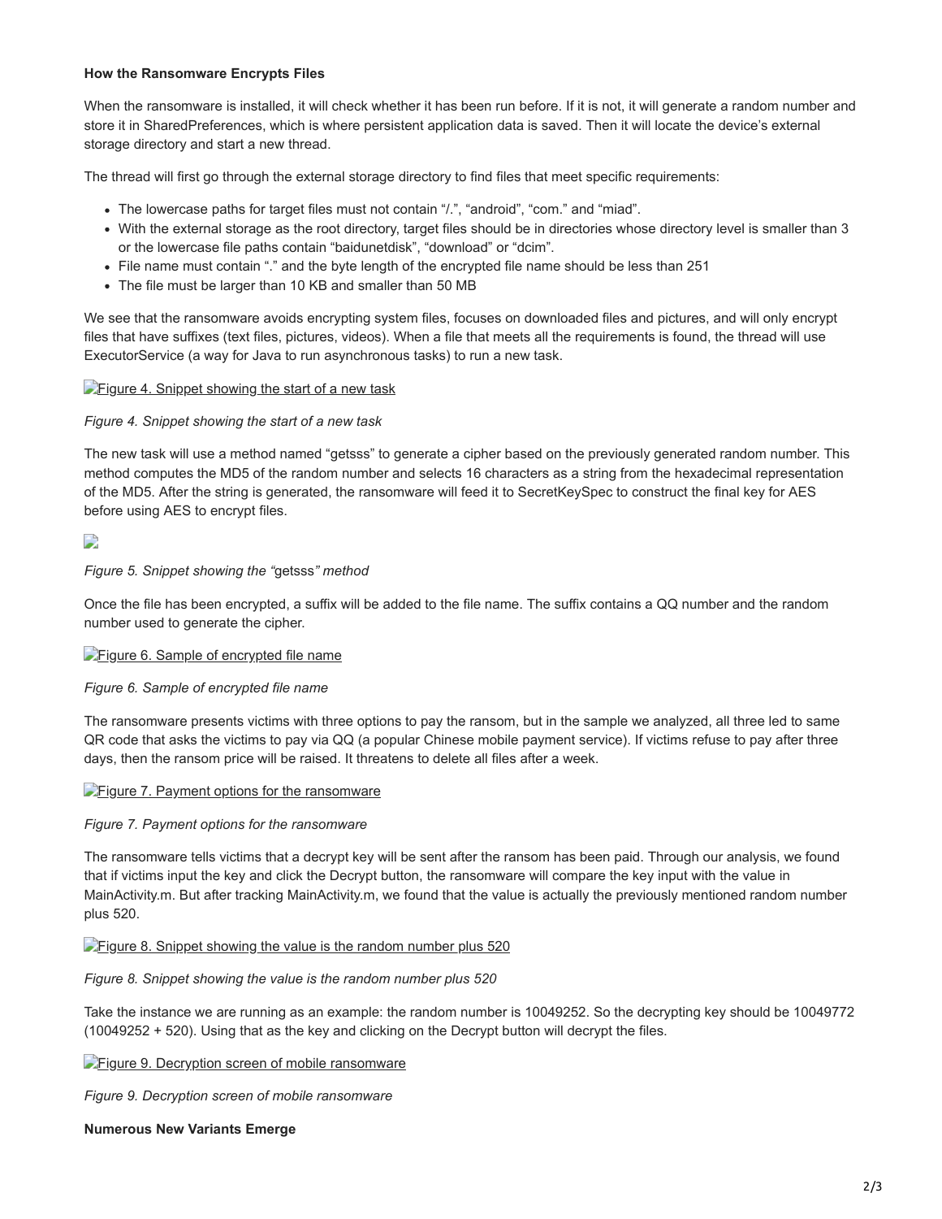**How the Ransomware Encrypts Files**

When the ransomware is installed, it will check whether it has been run before. If it is not, it will generate a random number and store it in SharedPreferences, which is where persistent application data is saved. Then it will locate the device's external storage directory and start a new thread.

The thread will first go through the external storage directory to find files that meet specific requirements:

- The lowercase paths for target files must not contain "/.", "android", "com." and "miad".
- With the external storage as the root directory, target files should be in directories whose directory level is smaller than 3 or the lowercase file paths contain "baidunetdisk", "download" or "dcim".
- File name must contain "." and the byte length of the encrypted file name should be less than 251
- The file must be larger than 10 KB and smaller than 50 MB

We see that the ransomware avoids encrypting system files, focuses on downloaded files and pictures, and will only encrypt files that have suffixes (text files, pictures, videos). When a file that meets all the requirements is found, the thread will use ExecutorService (a way for Java to run asynchronous tasks) to run a new task.

Figure 4. Snippet showing the start of a new task

*Figure 4. Snippet showing the start of a new task*

The new task will use a method named "getsss" to generate a cipher based on the previously generated random number. This method computes the MD5 of the random number and selects 16 characters as a string from the hexadecimal representation of the MD5. After the string is generated, the ransomware will feed it to SecretKeySpec to construct the final key for AES before using AES to encrypt files.

*Figure 5. Snippet showing the "*getsss*" method*

Once the file has been encrypted, a suffix will be added to the file name. The suffix contains a QQ number and the random number used to generate the cipher.

Figure 6. Sample of encrypted file name

*Figure 6. Sample of encrypted file name*

The ransomware presents victims with three options to pay the ransom, but in the sample we analyzed, all three led to same QR code that asks the victims to pay via QQ (a popular Chinese mobile payment service). If victims refuse to pay after three days, then the ransom price will be raised. It threatens to delete all files after a week.

Figure 7. Payment options for the ransomware

*Figure 7. Payment options for the ransomware*

The ransomware tells victims that a decrypt key will be sent after the ransom has been paid. Through our analysis, we found that if victims input the key and click the Decrypt button, the ransomware will compare the key input with the value in MainActivity.m. But after tracking MainActivity.m, we found that the value is actually the previously mentioned random number plus 520.

Figure 8. Snippet showing the value is the random number plus 520

*Figure 8. Snippet showing the value is the random number plus 520*

Take the instance we are running as an example: the random number is 10049252. So the decrypting key should be 10049772 (10049252 + 520). Using that as the key and clicking on the Decrypt button will decrypt the files.

Figure 9. Decryption screen of mobile ransomware

*Figure 9. Decryption screen of mobile ransomware*

**Numerous New Variants Emerge**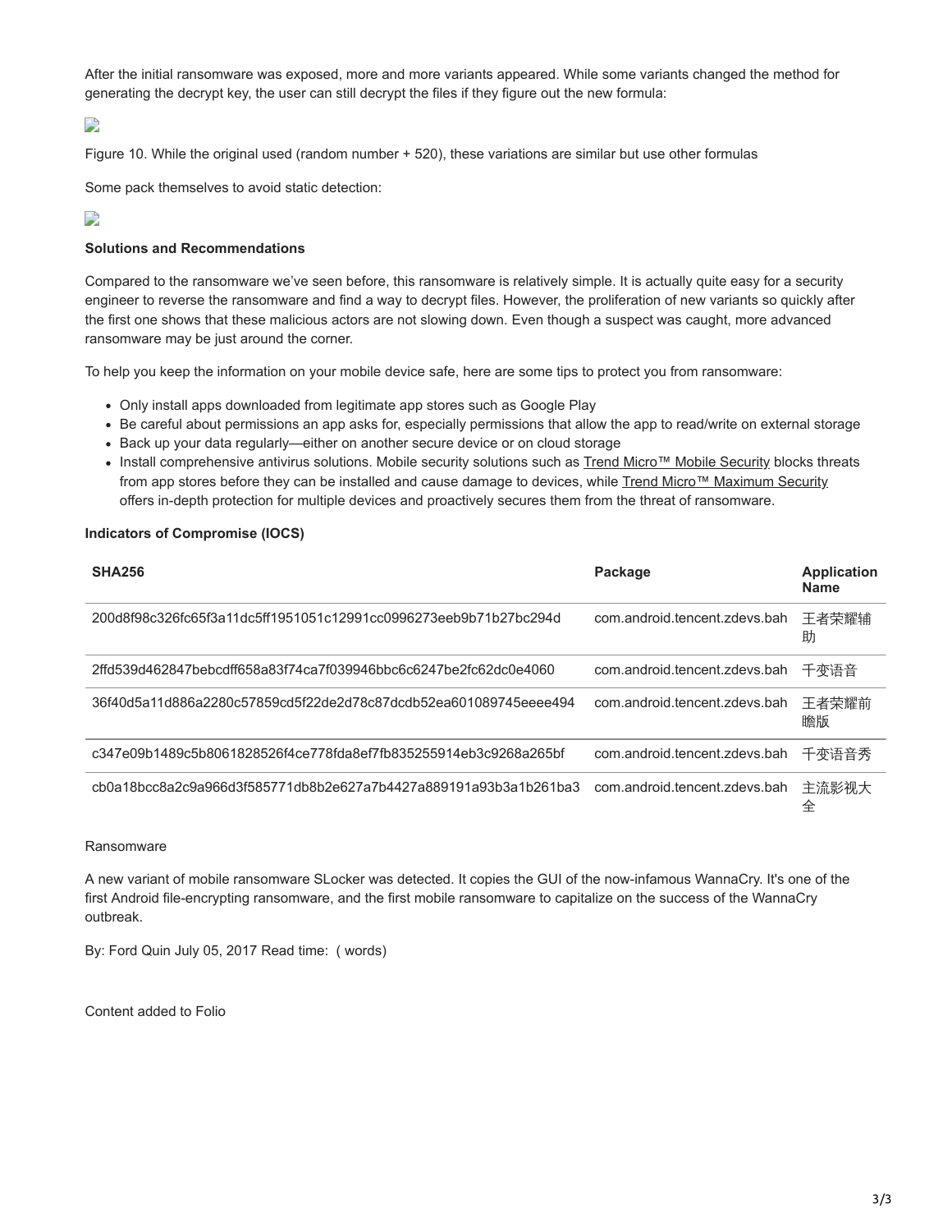After the initial ransomware was exposed, more and more variants appeared. While some variants changed the method for generating the decrypt key, the user can still decrypt the files if they figure out the new formula:

Figure 10. While the original used (random number + 520), these variations are similar but use other formulas

Some pack themselves to avoid static detection:

**Solutions and Recommendations**

Compared to the ransomware we've seen before, this ransomware is relatively simple. It is actually quite easy for a security engineer to reverse the ransomware and find a way to decrypt files. However, the proliferation of new variants so quickly after the first one shows that these malicious actors are not slowing down. Even though a suspect was caught, more advanced ransomware may be just around the corner.

To help you keep the information on your mobile device safe, here are some tips to protect you from ransomware:

- Only install apps downloaded from legitimate app stores such as Google Play
- Be careful about permissions an app asks for, especially permissions that allow the app to read/write on external storage
- Back up your data regularly—either on another secure device or on cloud storage
- Install comprehensive antivirus solutions. Mobile security solutions such as Trend Micro™ Mobile Security blocks threats from app stores before they can be installed and cause damage to devices, while Trend Micro™ Maximum Security offers in-depth protection for multiple devices and proactively secures them from the threat of ransomware.

**Indicators of Compromise (IOCS)**

| SHA256 | Package | Application Name |
| --- | --- | --- |
| 200d8f98c326fc65f3a11dc5ff1951051c12991cc0996273eeb9b71b27bc294d | com.android.tencent.zdevs.bah | 王者荣耀辅助 |
| 2ffd539d462847bebcdff658a83f74ca7f039946bbc6c6247be2fc62dc0e4060 | com.android.tencent.zdevs.bah | 千变语音 |
| 36f40d5a11d886a2280c57859cd5f22de2d78c87dcdb52ea601089745eeee494 | com.android.tencent.zdevs.bah | 王者荣耀前瞻版 |
| c347e09b1489c5b8061828526f4ce778fda8ef7fb835255914eb3c9268a265bf | com.android.tencent.zdevs.bah | 千变语音秀 |
| cb0a18bcc8a2c9a966d3f585771db8b2e627a7b4427a889191a93b3a1b261ba3 | com.android.tencent.zdevs.bah | 主流影视大全 |

Ransomware

A new variant of mobile ransomware SLocker was detected. It copies the GUI of the now-infamous WannaCry. It's one of the first Android file-encrypting ransomware, and the first mobile ransomware to capitalize on the success of the WannaCry outbreak.

By: Ford Quin July 05, 2017 Read time: ( words)

Content added to Folio